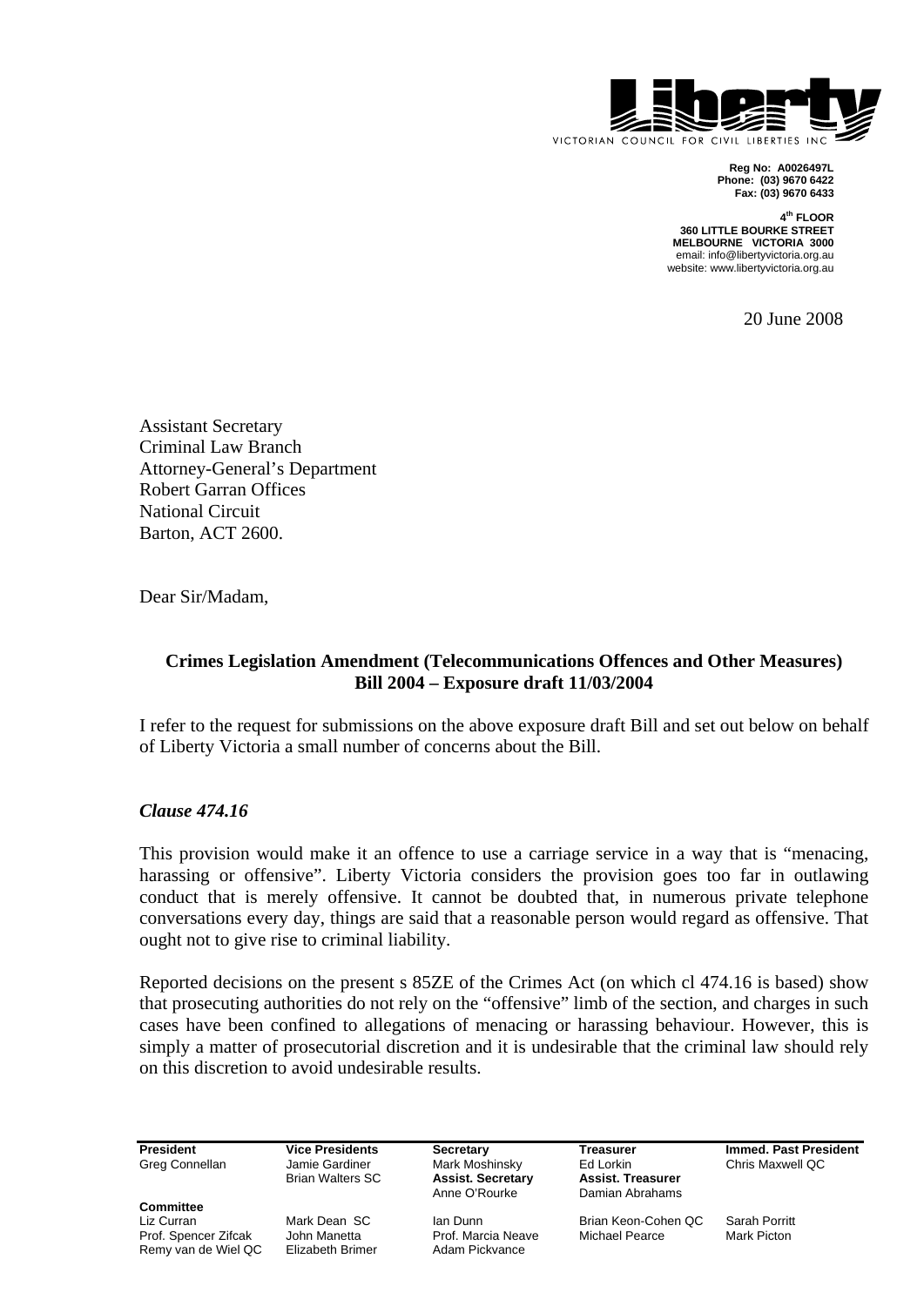# Liberty

VICTORIAN COUNCIL FOR CIVIL LIBERTIES INC

**Reg No: A0026497L**
**Phone: (03) 9670 6422**
**Fax: (03) 9670 6433**

**4th FLOOR**
**360 LITTLE BOURKE STREET**
**MELBOURNE VICTORIA 3000**
email: info@libertyvictoria.org.au
website: www.libertyvictoria.org.au

20 June 2008

Assistant Secretary
Criminal Law Branch
Attorney-General's Department
Robert Garran Offices
National Circuit
Barton, ACT 2600.

Dear Sir/Madam,

**Crimes Legislation Amendment (Telecommunications Offences and Other Measures) Bill 2004 – Exposure draft 11/03/2004**

I refer to the request for submissions on the above exposure draft Bill and set out below on behalf of Liberty Victoria a small number of concerns about the Bill.

### *Clause 474.16*

This provision would make it an offence to use a carriage service in a way that is "menacing, harassing or offensive". Liberty Victoria considers the provision goes too far in outlawing conduct that is merely offensive. It cannot be doubted that, in numerous private telephone conversations every day, things are said that a reasonable person would regard as offensive. That ought not to give rise to criminal liability.

Reported decisions on the present s 85ZE of the Crimes Act (on which cl 474.16 is based) show that prosecuting authorities do not rely on the "offensive" limb of the section, and charges in such cases have been confined to allegations of menacing or harassing behaviour. However, this is simply a matter of prosecutorial discretion and it is undesirable that the criminal law should rely on this discretion to avoid undesirable results.

| **President** | **Vice Presidents** | **Secretary** | **Treasurer** | **Immed. Past President** |
|---|---|---|---|---|
| Greg Connellan | Jamie Gardiner | Mark Moshinsky | Ed Lorkin | Chris Maxwell QC |
| | Brian Walters SC | **Assist. Secretary** | **Assist. Treasurer** | |
| | | Anne O'Rourke | Damian Abrahams | |
| **Committee** | | | | |
| Liz Curran | Mark Dean SC | Ian Dunn | Brian Keon-Cohen QC | Sarah Porritt |
| Prof. Spencer Zifcak | John Manetta | Prof. Marcia Neave | Michael Pearce | Mark Picton |
| Remy van de Wiel QC | Elizabeth Brimer | Adam Pickvance | | |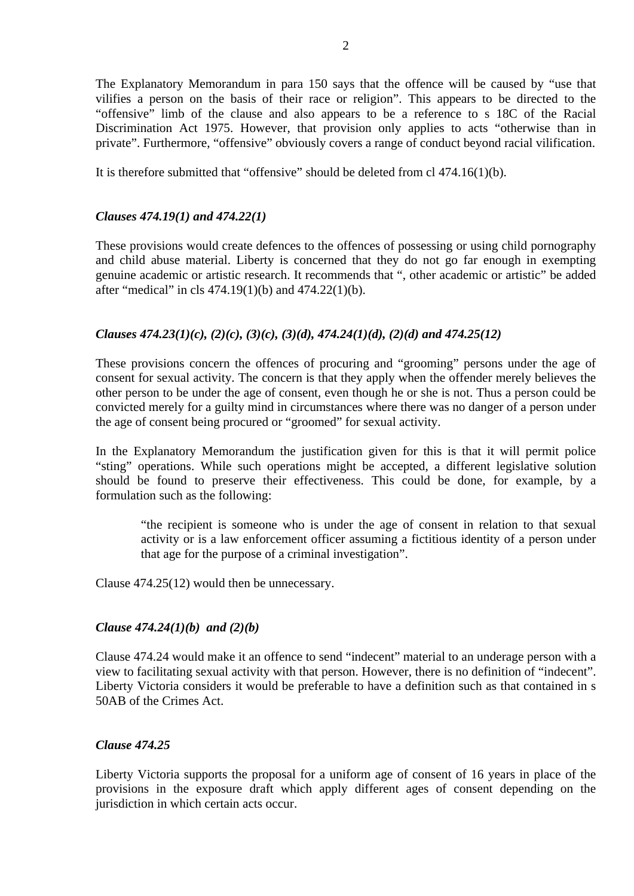The Explanatory Memorandum in para 150 says that the offence will be caused by "use that vilifies a person on the basis of their race or religion". This appears to be directed to the "offensive" limb of the clause and also appears to be a reference to s 18C of the Racial Discrimination Act 1975. However, that provision only applies to acts "otherwise than in private". Furthermore, "offensive" obviously covers a range of conduct beyond racial vilification.

It is therefore submitted that "offensive" should be deleted from cl 474.16(1)(b).

### *Clauses 474.19(1) and 474.22(1)*

These provisions would create defences to the offences of possessing or using child pornography and child abuse material. Liberty is concerned that they do not go far enough in exempting genuine academic or artistic research. It recommends that ", other academic or artistic" be added after "medical" in cls 474.19(1)(b) and 474.22(1)(b).

### *Clauses 474.23(1)(c), (2)(c), (3)(c), (3)(d), 474.24(1)(d), (2)(d) and 474.25(12)*

These provisions concern the offences of procuring and "grooming" persons under the age of consent for sexual activity. The concern is that they apply when the offender merely believes the other person to be under the age of consent, even though he or she is not. Thus a person could be convicted merely for a guilty mind in circumstances where there was no danger of a person under the age of consent being procured or "groomed" for sexual activity.

In the Explanatory Memorandum the justification given for this is that it will permit police "sting" operations. While such operations might be accepted, a different legislative solution should be found to preserve their effectiveness. This could be done, for example, by a formulation such as the following:

> "the recipient is someone who is under the age of consent in relation to that sexual activity or is a law enforcement officer assuming a fictitious identity of a person under that age for the purpose of a criminal investigation".

Clause 474.25(12) would then be unnecessary.

### *Clause 474.24(1)(b) and (2)(b)*

Clause 474.24 would make it an offence to send "indecent" material to an underage person with a view to facilitating sexual activity with that person. However, there is no definition of "indecent". Liberty Victoria considers it would be preferable to have a definition such as that contained in s 50AB of the Crimes Act.

### *Clause 474.25*

Liberty Victoria supports the proposal for a uniform age of consent of 16 years in place of the provisions in the exposure draft which apply different ages of consent depending on the jurisdiction in which certain acts occur.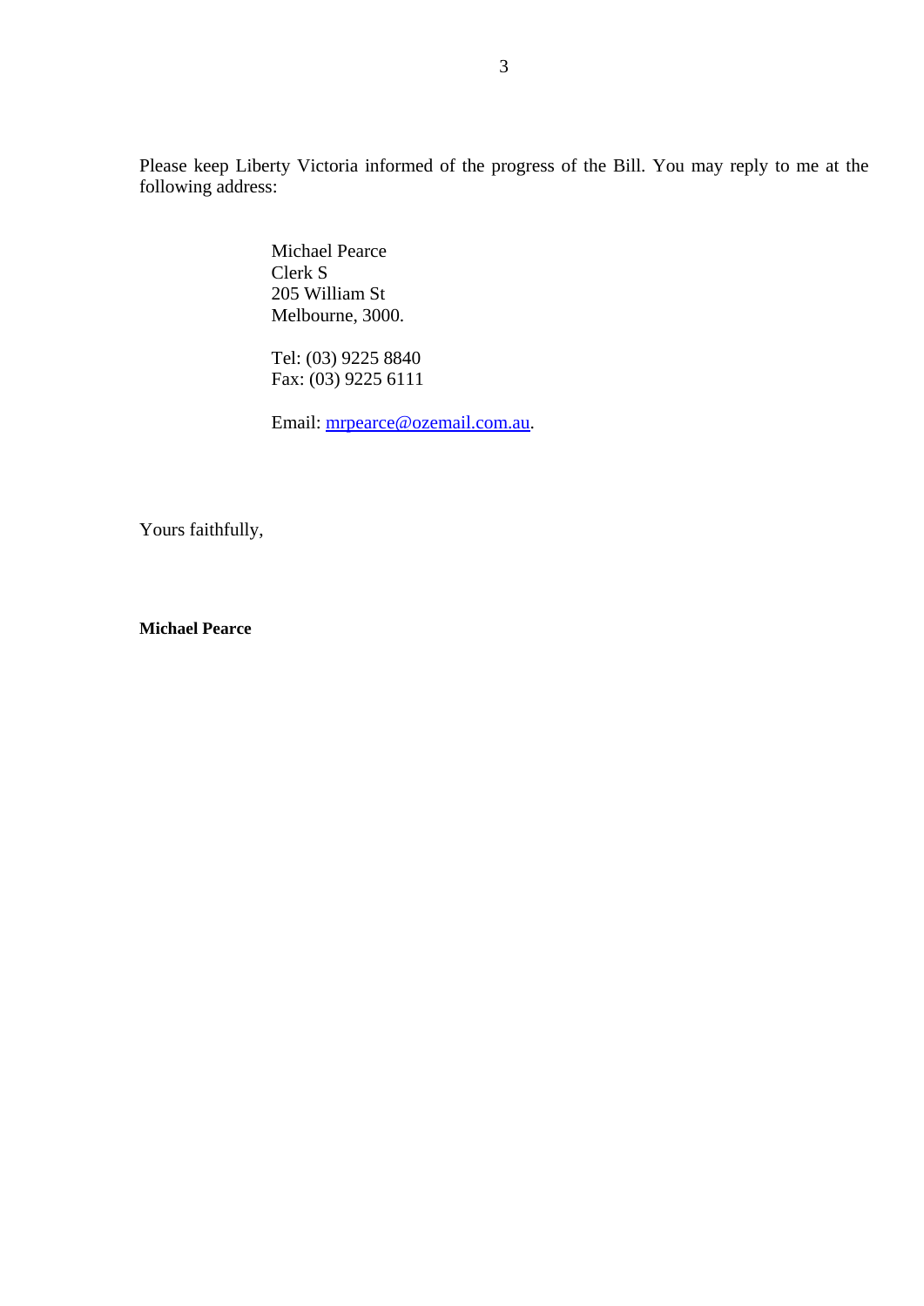Please keep Liberty Victoria informed of the progress of the Bill. You may reply to me at the following address:

Michael Pearce  
Clerk S  
205 William St  
Melbourne, 3000.

Tel: (03) 9225 8840  
Fax: (03) 9225 6111

Email: mrpearce@ozemail.com.au.

Yours faithfully,

**Michael Pearce**